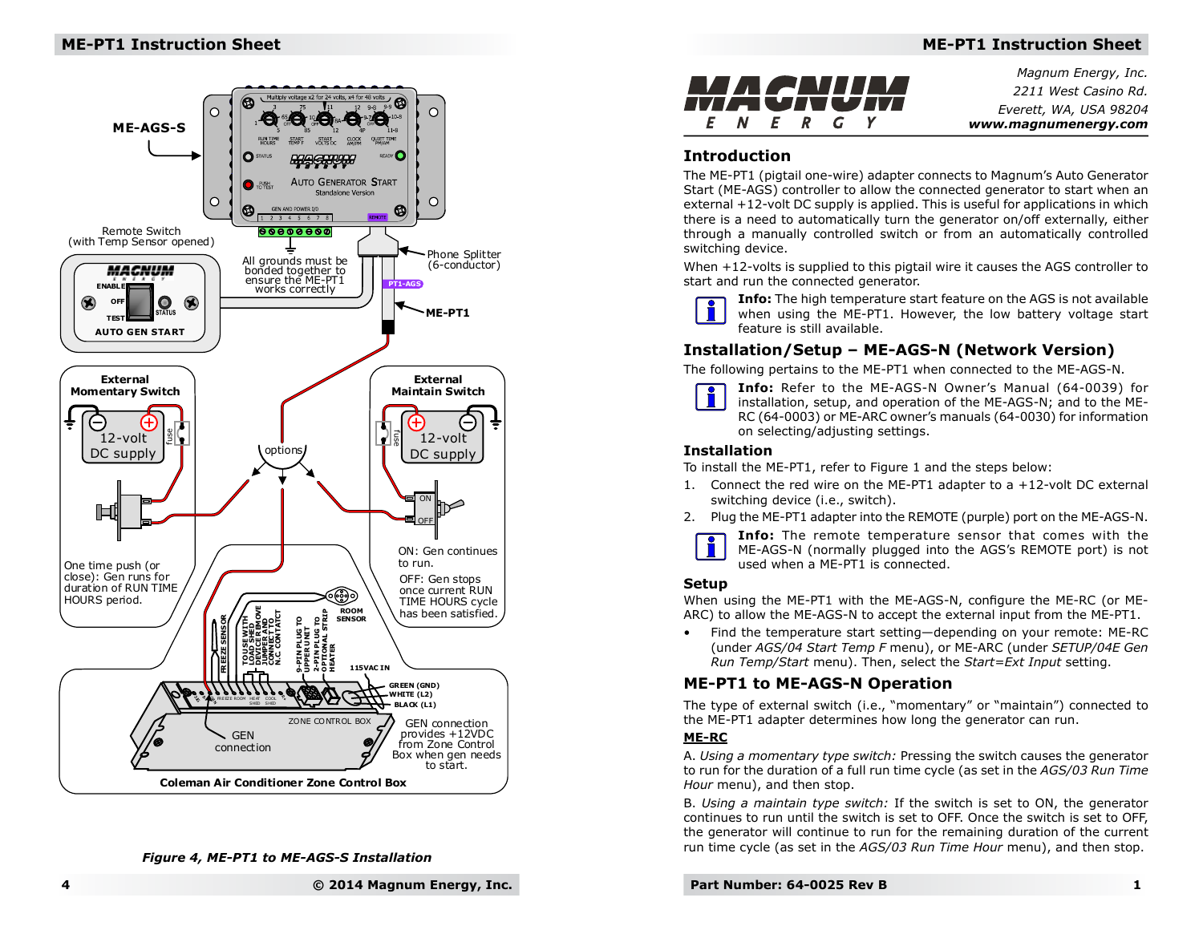Figure 4, ME-PT1 to ME-AGS-S Installation

Magnum Energy, Inc.
2211 West Casino Rd.
Everett, WA, USA 98204
www.magnumenergy.com

## Introduction

The ME-PT1 (pigtail one-wire) adapter connects to Magnum's Auto Generator Start (ME-AGS) controller to allow the connected generator to start when an external +12-volt DC supply is applied. This is useful for applications in which there is a need to automatically turn the generator on/off externally, either through a manually controlled switch or from an automatically controlled switching device.

When +12-volts is supplied to this pigtail wire it causes the AGS controller to start and run the connected generator.

**Info:** The high temperature start feature on the AGS is not available when using the ME-PT1. However, the low battery voltage start feature is still available.

## Installation/Setup – ME-AGS-N (Network Version)

The following pertains to the ME-PT1 when connected to the ME-AGS-N.

**Info:** Refer to the ME-AGS-N Owner's Manual (64-0039) for installation, setup, and operation of the ME-AGS-N; and to the ME-RC (64-0003) or ME-ARC owner's manuals (64-0030) for information on selecting/adjusting settings.

### Installation

To install the ME-PT1, refer to Figure 1 and the steps below:

1. Connect the red wire on the ME-PT1 adapter to a +12-volt DC external switching device (i.e., switch).
2. Plug the ME-PT1 adapter into the REMOTE (purple) port on the ME-AGS-N.

**Info:** The remote temperature sensor that comes with the ME-AGS-N (normally plugged into the AGS's REMOTE port) is not used when a ME-PT1 is connected.

### Setup

When using the ME-PT1 with the ME-AGS-N, configure the ME-RC (or ME-ARC) to allow the ME-AGS-N to accept the external input from the ME-PT1.

- Find the temperature start setting—depending on your remote: ME-RC (under *AGS/04 Start Temp F* menu), or ME-ARC (under *SETUP/04E Gen Run Temp/Start* menu). Then, select the *Start=Ext Input* setting.

## ME-PT1 to ME-AGS-N Operation

The type of external switch (i.e., "momentary" or "maintain") connected to the ME-PT1 adapter determines how long the generator can run.

**ME-RC**

A. *Using a momentary type switch:* Pressing the switch causes the generator to run for the duration of a full run time cycle (as set in the *AGS/03 Run Time Hour* menu), and then stop.

B. *Using a maintain type switch:* If the switch is set to ON, the generator continues to run until the switch is set to OFF. Once the switch is set to OFF, the generator will continue to run for the remaining duration of the current run time cycle (as set in the *AGS/03 Run Time Hour* menu), and then stop.

Part Number: 64-0025 Rev B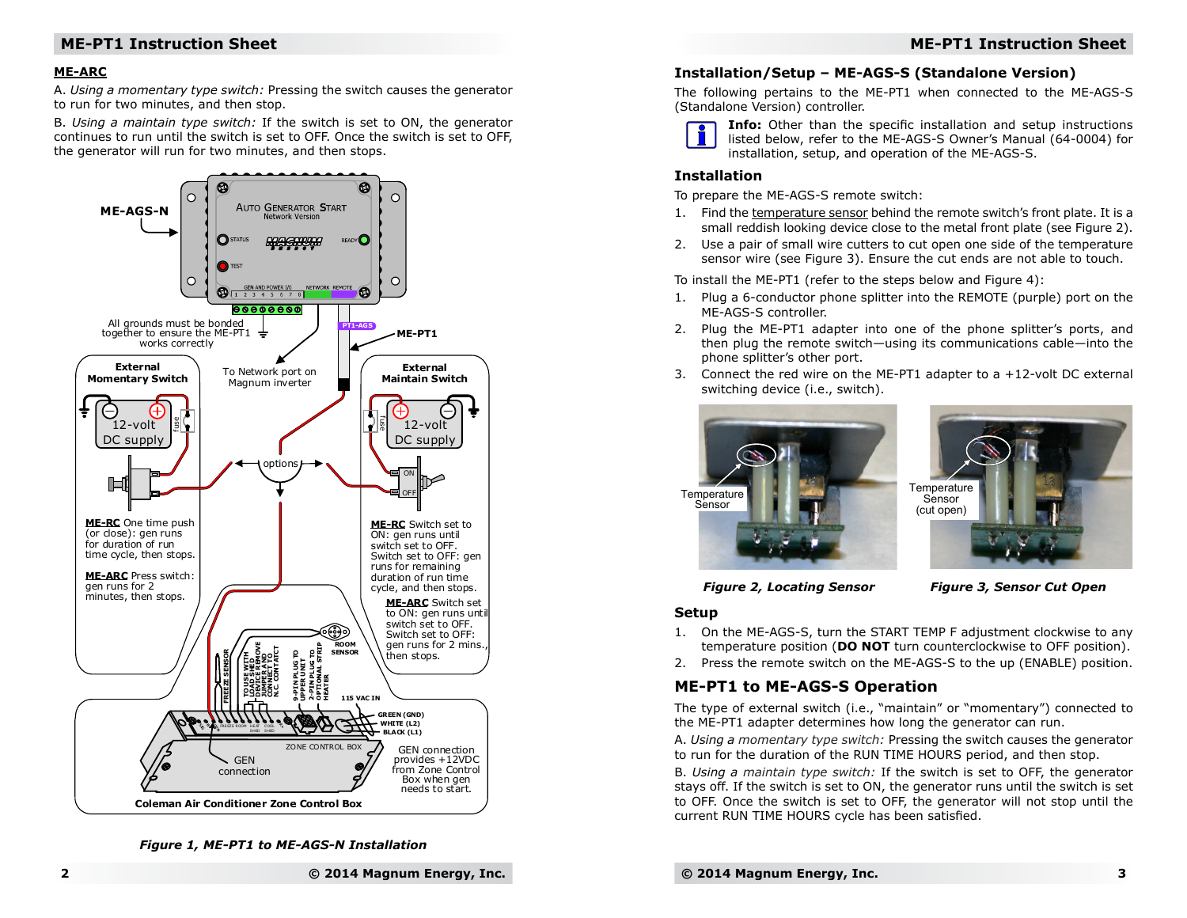## ME-ARC

A. *Using a momentary type switch:* Pressing the switch causes the generator to run for two minutes, and then stop.

B. *Using a maintain type switch:* If the switch is set to ON, the generator continues to run until the switch is set to OFF. Once the switch is set to OFF, the generator will run for two minutes, and then stops.

ME-AGS-N

AUTO GENERATOR START
Network Version

STATUS

READY

TEST

GEN AND POWER I/O

NETWORK

REMOTE

PT1-AGS

ME-PT1

All grounds must be bonded together to ensure the ME-PT1 works correctly

To Network port on Magnum inverter

External Momentary Switch

12-volt DC supply

fuse

External Maintain Switch

12-volt DC supply

fuse

options

ON

OFF

**ME-RC** One time push (or close): gen runs for duration of run time cycle, then stops.

**ME-ARC** Press switch: gen runs for 2 minutes, then stops.

**ME-RC** Switch set to ON: gen runs until switch set to OFF. Switch set to OFF: gen runs for remaining duration of run time cycle, and then stops.

**ME-ARC** Switch set to ON: gen runs until switch set to OFF. Switch set to OFF: gen runs for 2 mins., then stops.

FREEZE SENSOR

TO USE WITH LOAD SHED DEVICE REMOVE JUMPER AND CONNECT TO N.C. CONTACT

9-PIN PLUG TO UPPER UNIT

3-PIN PLUG TO OPTIONAL STRIP HEATER

ROOM SENSOR

115 VAC IN

GREEN (GND)

WHITE (L2)

BLACK (L1)

ZONE CONTROL BOX

GEN connection

GEN connection provides +12VDC from Zone Control Box when gen needs to start.

Coleman Air Conditioner Zone Control Box

*Figure 1, ME-PT1 to ME-AGS-N Installation*

## Installation/Setup – ME-AGS-S (Standalone Version)

The following pertains to the ME-PT1 when connected to the ME-AGS-S (Standalone Version) controller.

**Info:** Other than the specific installation and setup instructions listed below, refer to the ME-AGS-S Owner's Manual (64-0004) for installation, setup, and operation of the ME-AGS-S.

### Installation

To prepare the ME-AGS-S remote switch:

1. Find the temperature sensor behind the remote switch's front plate. It is a small reddish looking device close to the metal front plate (see Figure 2).
2. Use a pair of small wire cutters to cut open one side of the temperature sensor wire (see Figure 3). Ensure the cut ends are not able to touch.

To install the ME-PT1 (refer to the steps below and Figure 4):

1. Plug a 6-conductor phone splitter into the REMOTE (purple) port on the ME-AGS-S controller.
2. Plug the ME-PT1 adapter into one of the phone splitter's ports, and then plug the remote switch—using its communications cable—into the phone splitter's other port.
3. Connect the red wire on the ME-PT1 adapter to a +12-volt DC external switching device (i.e., switch).

Temperature Sensor

*Figure 2, Locating Sensor*

Temperature Sensor (cut open)

*Figure 3, Sensor Cut Open*

### Setup

1. On the ME-AGS-S, turn the START TEMP F adjustment clockwise to any temperature position (**DO NOT** turn counterclockwise to OFF position).
2. Press the remote switch on the ME-AGS-S to the up (ENABLE) position.

## ME-PT1 to ME-AGS-S Operation

The type of external switch (i.e., "maintain" or "momentary") connected to the ME-PT1 adapter determines how long the generator can run.

A. *Using a momentary type switch:* Pressing the switch causes the generator to run for the duration of the RUN TIME HOURS period, and then stop.

B. *Using a maintain type switch:* If the switch is set to OFF, the generator stays off. If the switch is set to ON, the generator runs until the switch is set to OFF. Once the switch is set to OFF, the generator will not stop until the current RUN TIME HOURS cycle has been satisfied.